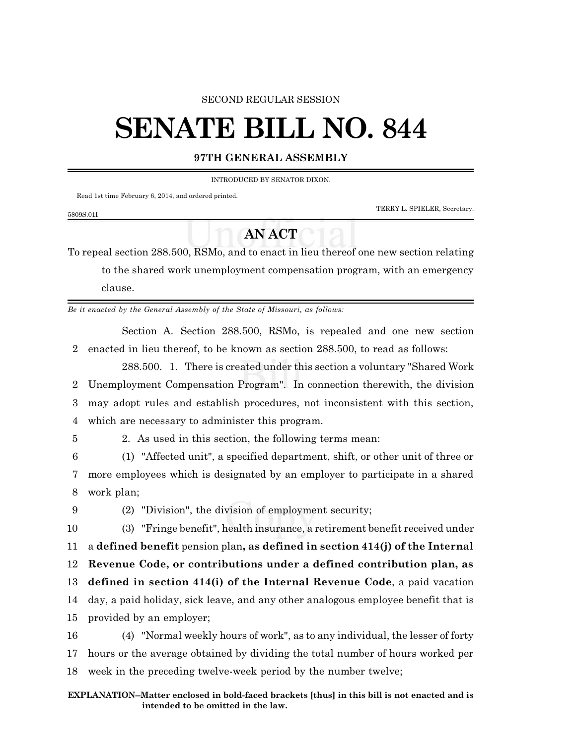SECOND REGULAR SESSION

# SENATE BILL NO. 844

## 97TH GENERAL ASSEMBLY

INTRODUCED BY SENATOR DIXON.

Read 1st time February 6, 2014, and ordered printed.

TERRY L. SPIELER, Secretary.

5809S.01I

## AN ACT

To repeal section 288.500, RSMo, and to enact in lieu thereof one new section relating to the shared work unemployment compensation program, with an emergency clause.

*Be it enacted by the General Assembly of the State of Missouri, as follows:*

Section A. Section 288.500, RSMo, is repealed and one new section enacted in lieu thereof, to be known as section 288.500, to read as follows:

288.500. 1. There is created under this section a voluntary "Shared Work Unemployment Compensation Program". In connection therewith, the division may adopt rules and establish procedures, not inconsistent with this section, which are necessary to administer this program.

2. As used in this section, the following terms mean:

(1) "Affected unit", a specified department, shift, or other unit of three or more employees which is designated by an employer to participate in a shared work plan;

(2) "Division", the division of employment security;

(3) "Fringe benefit", health insurance, a retirement benefit received under a **defined benefit** pension plan**, as defined in section 414(j) of the Internal Revenue Code, or contributions under a defined contribution plan, as defined in section 414(i) of the Internal Revenue Code**, a paid vacation day, a paid holiday, sick leave, and any other analogous employee benefit that is provided by an employer;

(4) "Normal weekly hours of work", as to any individual, the lesser of forty hours or the average obtained by dividing the total number of hours worked per week in the preceding twelve-week period by the number twelve;

**EXPLANATION–Matter enclosed in bold-faced brackets [thus] in this bill is not enacted and is intended to be omitted in the law.**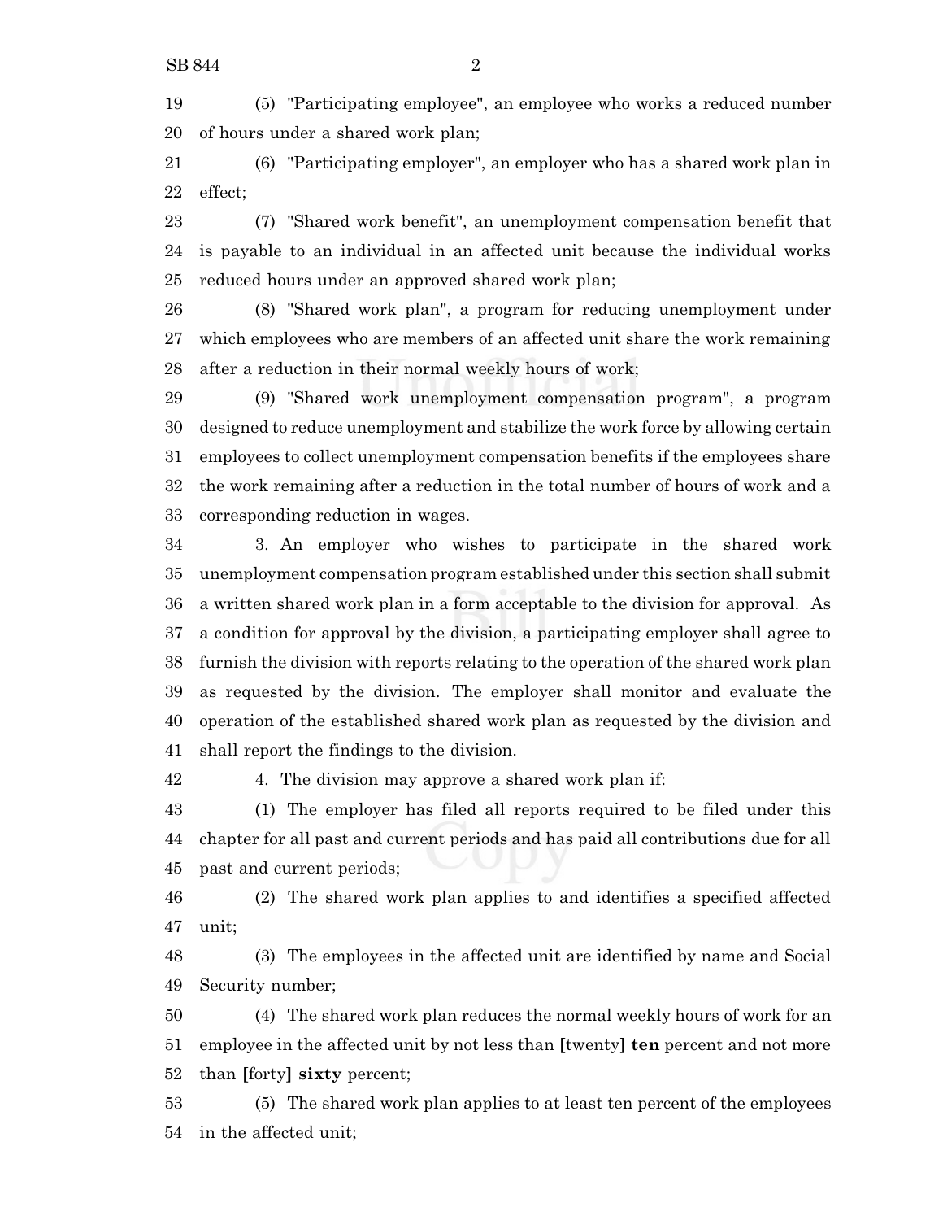(5) "Participating employee", an employee who works a reduced number of hours under a shared work plan;

(6) "Participating employer", an employer who has a shared work plan in effect;

(7) "Shared work benefit", an unemployment compensation benefit that is payable to an individual in an affected unit because the individual works reduced hours under an approved shared work plan;

(8) "Shared work plan", a program for reducing unemployment under which employees who are members of an affected unit share the work remaining after a reduction in their normal weekly hours of work;

(9) "Shared work unemployment compensation program", a program designed to reduce unemployment and stabilize the work force by allowing certain employees to collect unemployment compensation benefits if the employees share the work remaining after a reduction in the total number of hours of work and a corresponding reduction in wages.

3. An employer who wishes to participate in the shared work unemployment compensation program established under this section shall submit a written shared work plan in a form acceptable to the division for approval. As a condition for approval by the division, a participating employer shall agree to furnish the division with reports relating to the operation of the shared work plan as requested by the division. The employer shall monitor and evaluate the operation of the established shared work plan as requested by the division and shall report the findings to the division.

4. The division may approve a shared work plan if:

(1) The employer has filed all reports required to be filed under this chapter for all past and current periods and has paid all contributions due for all past and current periods;

(2) The shared work plan applies to and identifies a specified affected unit;

(3) The employees in the affected unit are identified by name and Social Security number;

(4) The shared work plan reduces the normal weekly hours of work for an employee in the affected unit by not less than **[**twenty**]** **ten** percent and not more than **[**forty**]** **sixty** percent;

(5) The shared work plan applies to at least ten percent of the employees in the affected unit;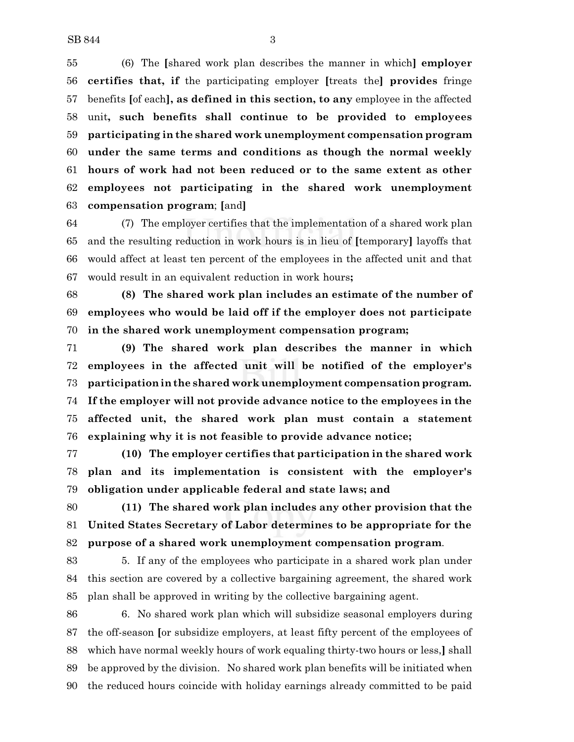(6) The [shared work plan describes the manner in which] **employer certifies that, if** the participating employer [treats the] **provides** fringe benefits [of each]**, as defined in this section, to any** employee in the affected unit**, such benefits shall continue to be provided to employees participating in the shared work unemployment compensation program under the same terms and conditions as though the normal weekly hours of work had not been reduced or to the same extent as other employees not participating in the shared work unemployment compensation program**; [and]

(7) The employer certifies that the implementation of a shared work plan and the resulting reduction in work hours is in lieu of [temporary] layoffs that would affect at least ten percent of the employees in the affected unit and that would result in an equivalent reduction in work hours**;**

**(8) The shared work plan includes an estimate of the number of employees who would be laid off if the employer does not participate in the shared work unemployment compensation program;**

**(9) The shared work plan describes the manner in which employees in the affected unit will be notified of the employer's participation in the shared work unemployment compensation program. If the employer will not provide advance notice to the employees in the affected unit, the shared work plan must contain a statement explaining why it is not feasible to provide advance notice;**

**(10) The employer certifies that participation in the shared work plan and its implementation is consistent with the employer's obligation under applicable federal and state laws; and**

**(11) The shared work plan includes any other provision that the United States Secretary of Labor determines to be appropriate for the purpose of a shared work unemployment compensation program**.

5. If any of the employees who participate in a shared work plan under this section are covered by a collective bargaining agreement, the shared work plan shall be approved in writing by the collective bargaining agent.

6. No shared work plan which will subsidize seasonal employers during the off-season [or subsidize employers, at least fifty percent of the employees of which have normal weekly hours of work equaling thirty-two hours or less,] shall be approved by the division. No shared work plan benefits will be initiated when the reduced hours coincide with holiday earnings already committed to be paid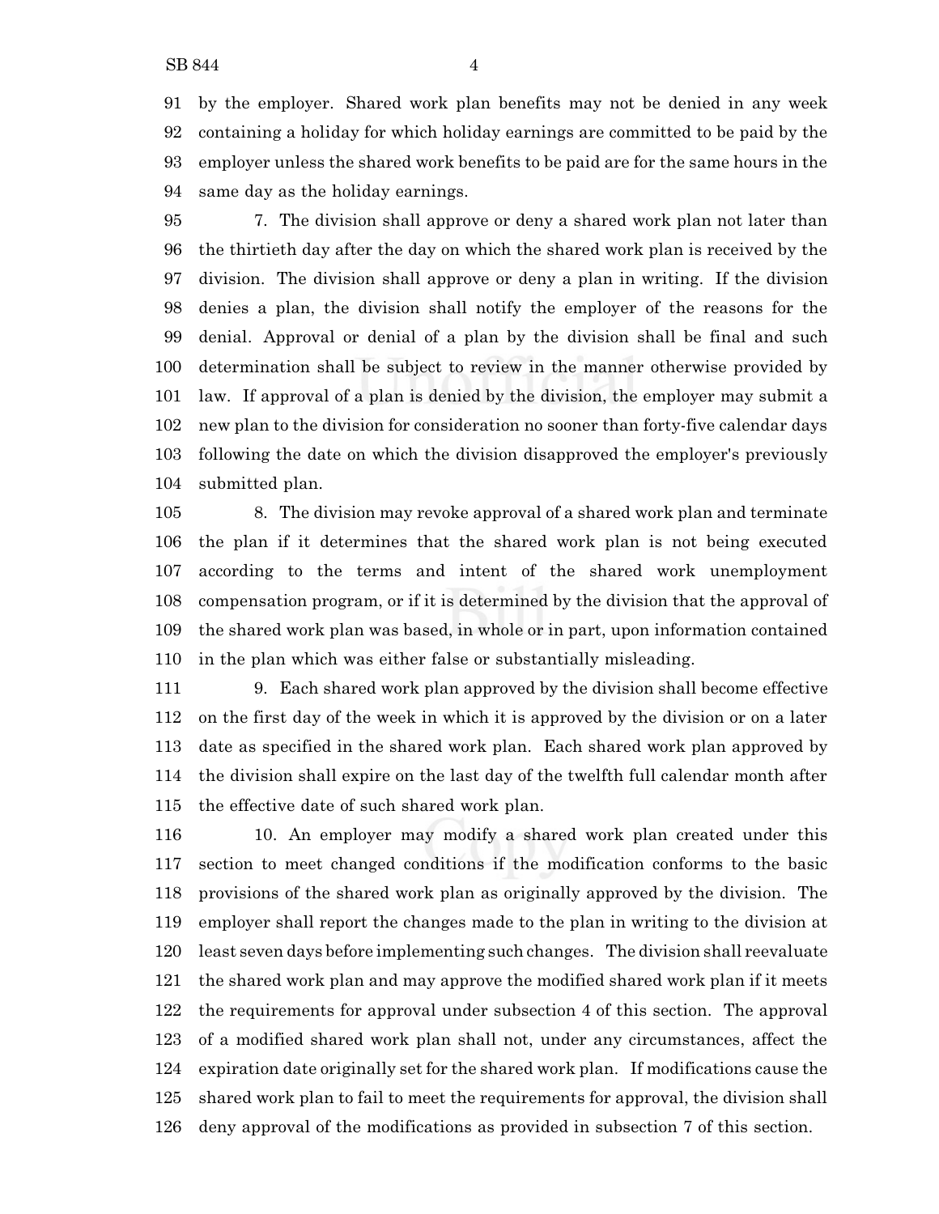by the employer. Shared work plan benefits may not be denied in any week containing a holiday for which holiday earnings are committed to be paid by the employer unless the shared work benefits to be paid are for the same hours in the same day as the holiday earnings.

7. The division shall approve or deny a shared work plan not later than the thirtieth day after the day on which the shared work plan is received by the division. The division shall approve or deny a plan in writing. If the division denies a plan, the division shall notify the employer of the reasons for the denial. Approval or denial of a plan by the division shall be final and such determination shall be subject to review in the manner otherwise provided by law. If approval of a plan is denied by the division, the employer may submit a new plan to the division for consideration no sooner than forty-five calendar days following the date on which the division disapproved the employer's previously submitted plan.

8. The division may revoke approval of a shared work plan and terminate the plan if it determines that the shared work plan is not being executed according to the terms and intent of the shared work unemployment compensation program, or if it is determined by the division that the approval of the shared work plan was based, in whole or in part, upon information contained in the plan which was either false or substantially misleading.

9. Each shared work plan approved by the division shall become effective on the first day of the week in which it is approved by the division or on a later date as specified in the shared work plan. Each shared work plan approved by the division shall expire on the last day of the twelfth full calendar month after the effective date of such shared work plan.

10. An employer may modify a shared work plan created under this section to meet changed conditions if the modification conforms to the basic provisions of the shared work plan as originally approved by the division. The employer shall report the changes made to the plan in writing to the division at least seven days before implementing such changes. The division shall reevaluate the shared work plan and may approve the modified shared work plan if it meets the requirements for approval under subsection 4 of this section. The approval of a modified shared work plan shall not, under any circumstances, affect the expiration date originally set for the shared work plan. If modifications cause the shared work plan to fail to meet the requirements for approval, the division shall deny approval of the modifications as provided in subsection 7 of this section.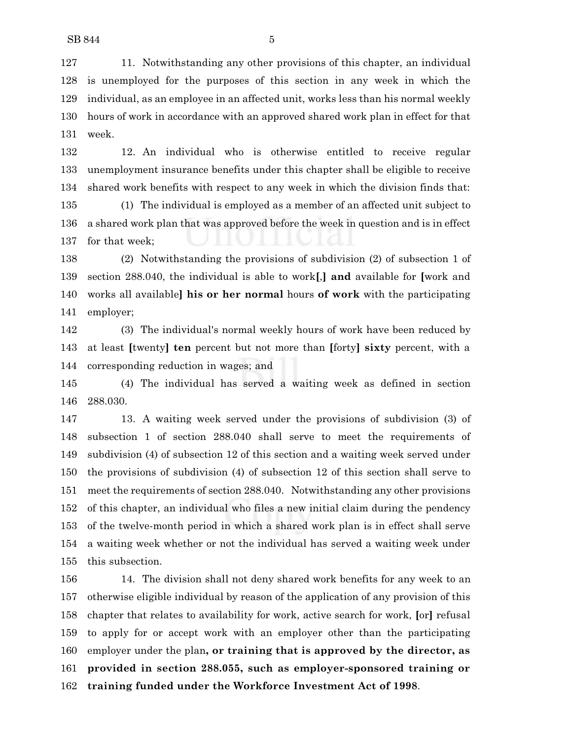11. Notwithstanding any other provisions of this chapter, an individual is unemployed for the purposes of this section in any week in which the individual, as an employee in an affected unit, works less than his normal weekly hours of work in accordance with an approved shared work plan in effect for that week.

12. An individual who is otherwise entitled to receive regular unemployment insurance benefits under this chapter shall be eligible to receive shared work benefits with respect to any week in which the division finds that:

(1) The individual is employed as a member of an affected unit subject to a shared work plan that was approved before the week in question and is in effect for that week;

(2) Notwithstanding the provisions of subdivision (2) of subsection 1 of section 288.040, the individual is able to work**[**,**] and** available for **[**work and works all available**] his or her normal** hours **of work** with the participating employer;

(3) The individual's normal weekly hours of work have been reduced by at least **[**twenty**] ten** percent but not more than **[**forty**] sixty** percent, with a corresponding reduction in wages; and

(4) The individual has served a waiting week as defined in section 288.030.

13. A waiting week served under the provisions of subdivision (3) of subsection 1 of section 288.040 shall serve to meet the requirements of subdivision (4) of subsection 12 of this section and a waiting week served under the provisions of subdivision (4) of subsection 12 of this section shall serve to meet the requirements of section 288.040. Notwithstanding any other provisions of this chapter, an individual who files a new initial claim during the pendency of the twelve-month period in which a shared work plan is in effect shall serve a waiting week whether or not the individual has served a waiting week under this subsection.

14. The division shall not deny shared work benefits for any week to an otherwise eligible individual by reason of the application of any provision of this chapter that relates to availability for work, active search for work, **[**or**]** refusal to apply for or accept work with an employer other than the participating employer under the plan**, or training that is approved by the director, as provided in section 288.055, such as employer-sponsored training or training funded under the Workforce Investment Act of 1998**.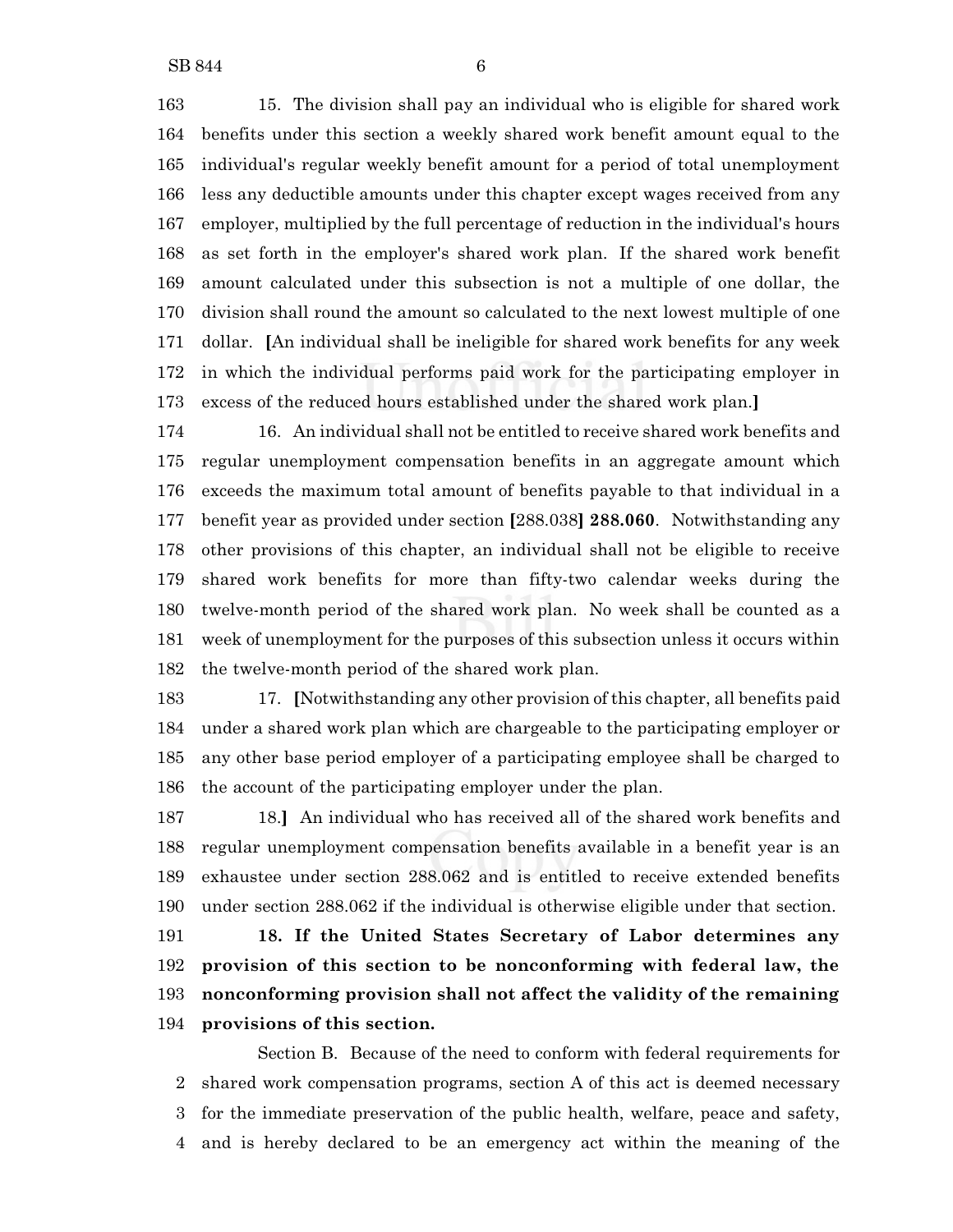15. The division shall pay an individual who is eligible for shared work benefits under this section a weekly shared work benefit amount equal to the individual's regular weekly benefit amount for a period of total unemployment less any deductible amounts under this chapter except wages received from any employer, multiplied by the full percentage of reduction in the individual's hours as set forth in the employer's shared work plan. If the shared work benefit amount calculated under this subsection is not a multiple of one dollar, the division shall round the amount so calculated to the next lowest multiple of one dollar. [An individual shall be ineligible for shared work benefits for any week in which the individual performs paid work for the participating employer in excess of the reduced hours established under the shared work plan.]

16. An individual shall not be entitled to receive shared work benefits and regular unemployment compensation benefits in an aggregate amount which exceeds the maximum total amount of benefits payable to that individual in a benefit year as provided under section [288.038] **288.060**. Notwithstanding any other provisions of this chapter, an individual shall not be eligible to receive shared work benefits for more than fifty-two calendar weeks during the twelve-month period of the shared work plan. No week shall be counted as a week of unemployment for the purposes of this subsection unless it occurs within the twelve-month period of the shared work plan.

17. [Notwithstanding any other provision of this chapter, all benefits paid under a shared work plan which are chargeable to the participating employer or any other base period employer of a participating employee shall be charged to the account of the participating employer under the plan.

18.] An individual who has received all of the shared work benefits and regular unemployment compensation benefits available in a benefit year is an exhaustee under section 288.062 and is entitled to receive extended benefits under section 288.062 if the individual is otherwise eligible under that section.

**18. If the United States Secretary of Labor determines any provision of this section to be nonconforming with federal law, the nonconforming provision shall not affect the validity of the remaining provisions of this section.**

Section B. Because of the need to conform with federal requirements for shared work compensation programs, section A of this act is deemed necessary for the immediate preservation of the public health, welfare, peace and safety, and is hereby declared to be an emergency act within the meaning of the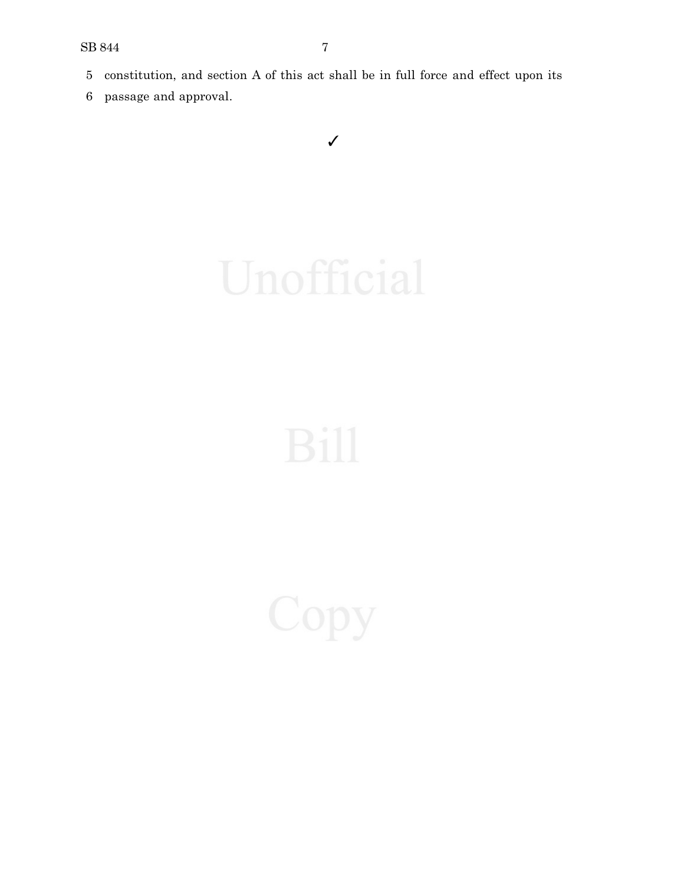constitution, and section A of this act shall be in full force and effect upon its passage and approval.

✓